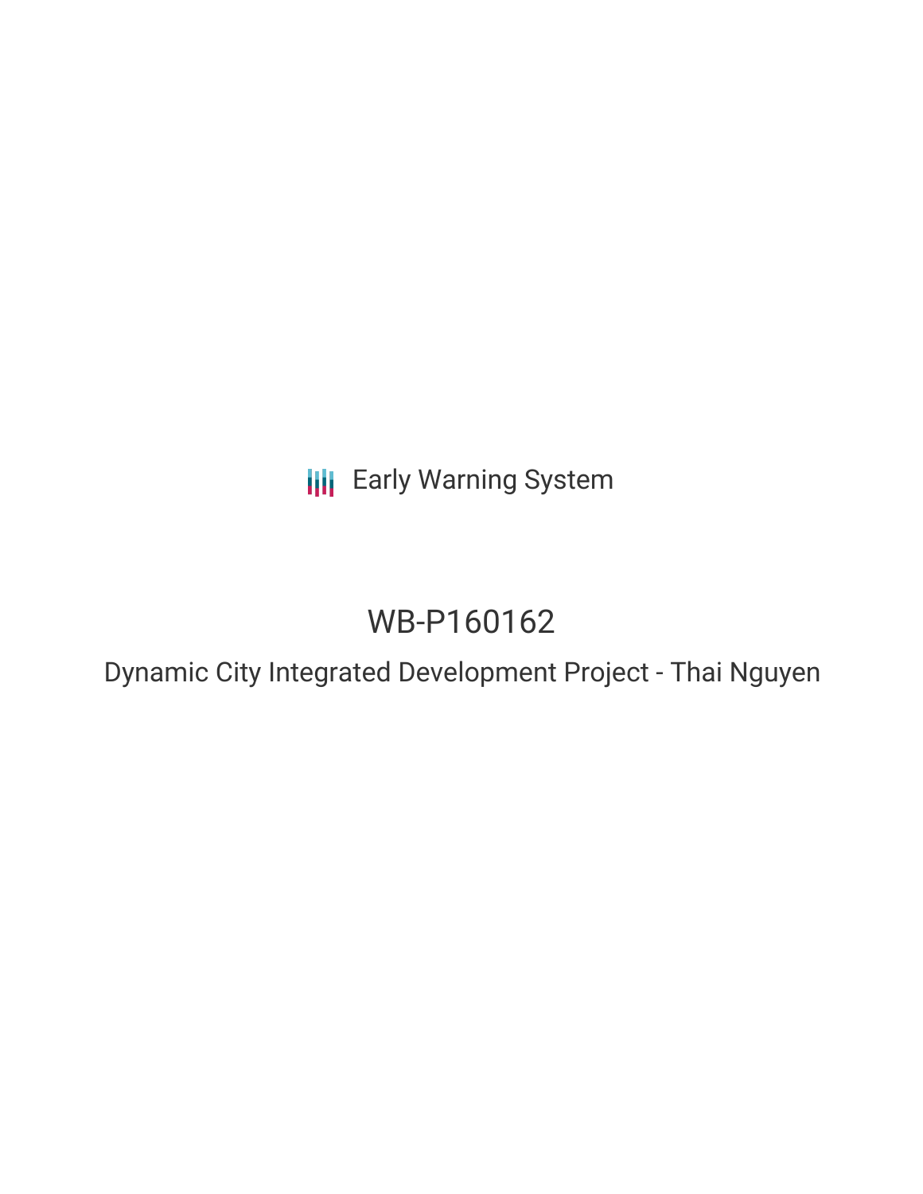Early Warning System

# WB-P160162

## Dynamic City Integrated Development Project - Thai Nguyen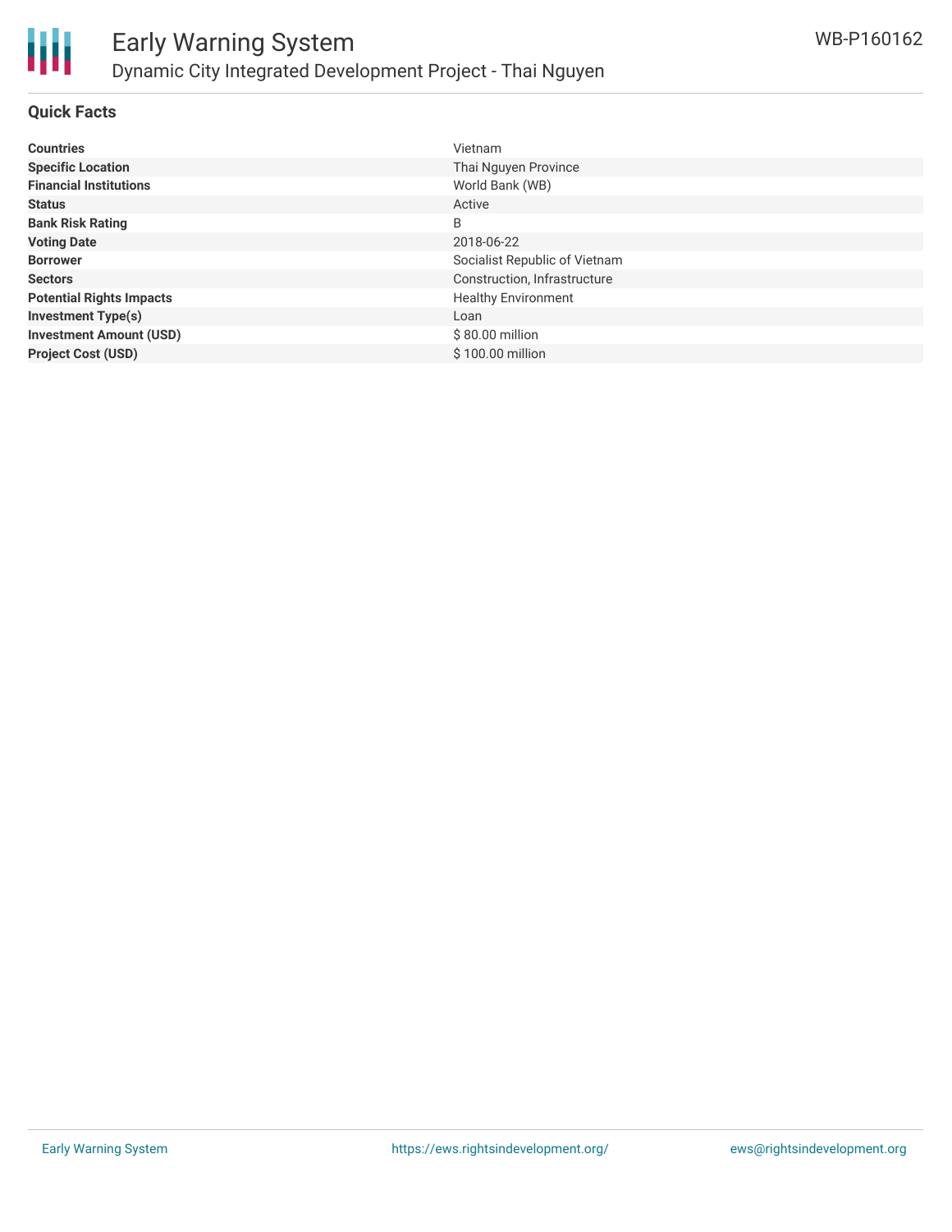## Quick Facts

| | |
|---|---|
| **Countries** | Vietnam |
| **Specific Location** | Thai Nguyen Province |
| **Financial Institutions** | World Bank (WB) |
| **Status** | Active |
| **Bank Risk Rating** | B |
| **Voting Date** | 2018-06-22 |
| **Borrower** | Socialist Republic of Vietnam |
| **Sectors** | Construction, Infrastructure |
| **Potential Rights Impacts** | Healthy Environment |
| **Investment Type(s)** | Loan |
| **Investment Amount (USD)** | $ 80.00 million |
| **Project Cost (USD)** | $ 100.00 million |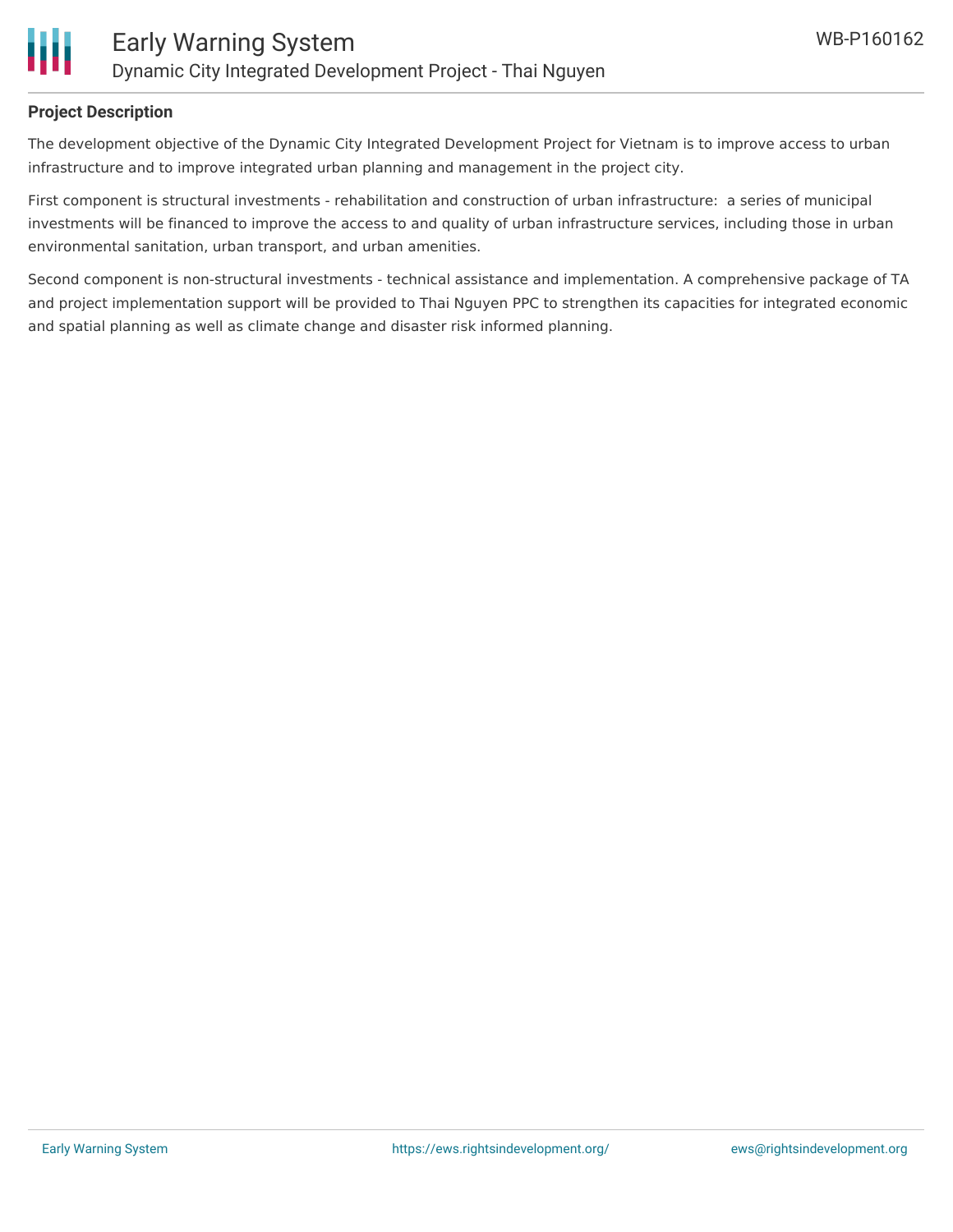## Project Description

The development objective of the Dynamic City Integrated Development Project for Vietnam is to improve access to urban infrastructure and to improve integrated urban planning and management in the project city.

First component is structural investments - rehabilitation and construction of urban infrastructure: a series of municipal investments will be financed to improve the access to and quality of urban infrastructure services, including those in urban environmental sanitation, urban transport, and urban amenities.

Second component is non-structural investments - technical assistance and implementation. A comprehensive package of TA and project implementation support will be provided to Thai Nguyen PPC to strengthen its capacities for integrated economic and spatial planning as well as climate change and disaster risk informed planning.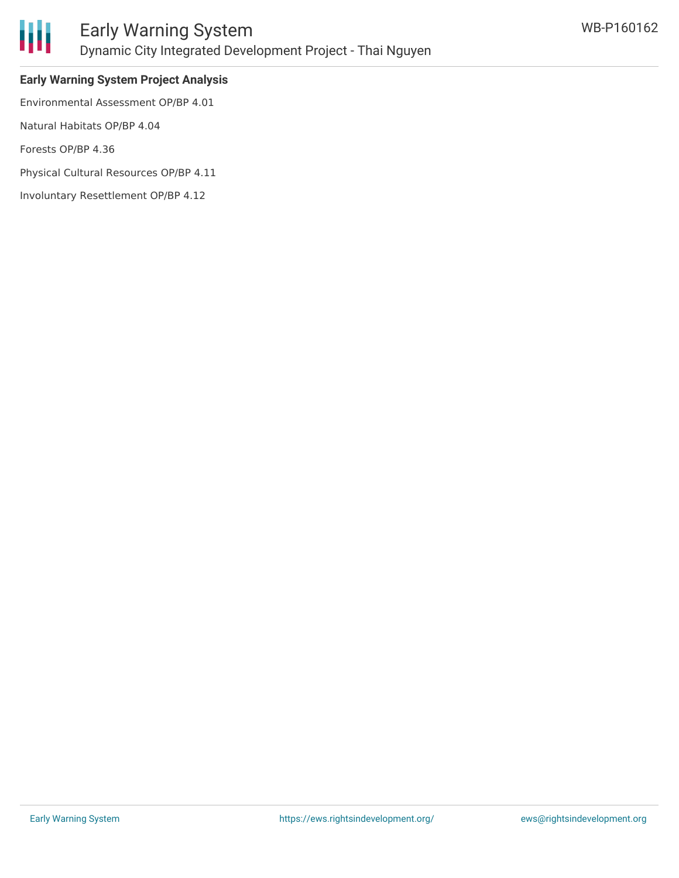**Early Warning System Project Analysis**

Environmental Assessment OP/BP 4.01

Natural Habitats OP/BP 4.04

Forests OP/BP 4.36

Physical Cultural Resources OP/BP 4.11

Involuntary Resettlement OP/BP 4.12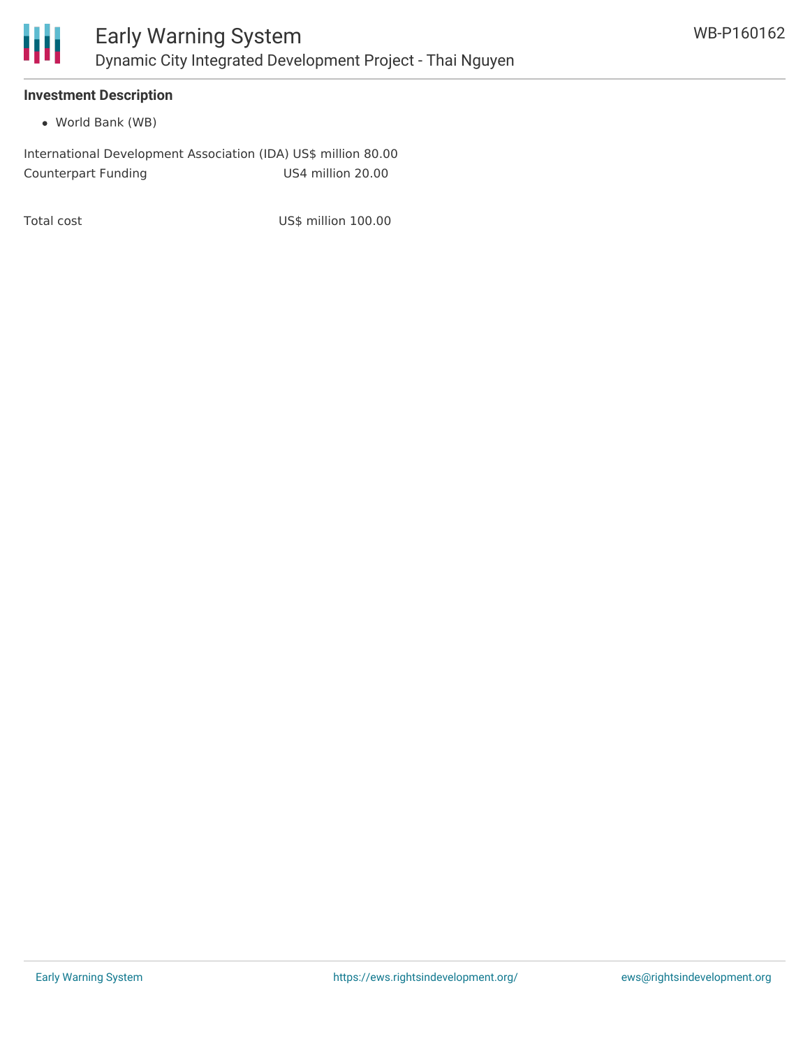**Investment Description**

- World Bank (WB)

International Development Association (IDA) US$ million 80.00
Counterpart Funding US4 million 20.00

Total cost US$ million 100.00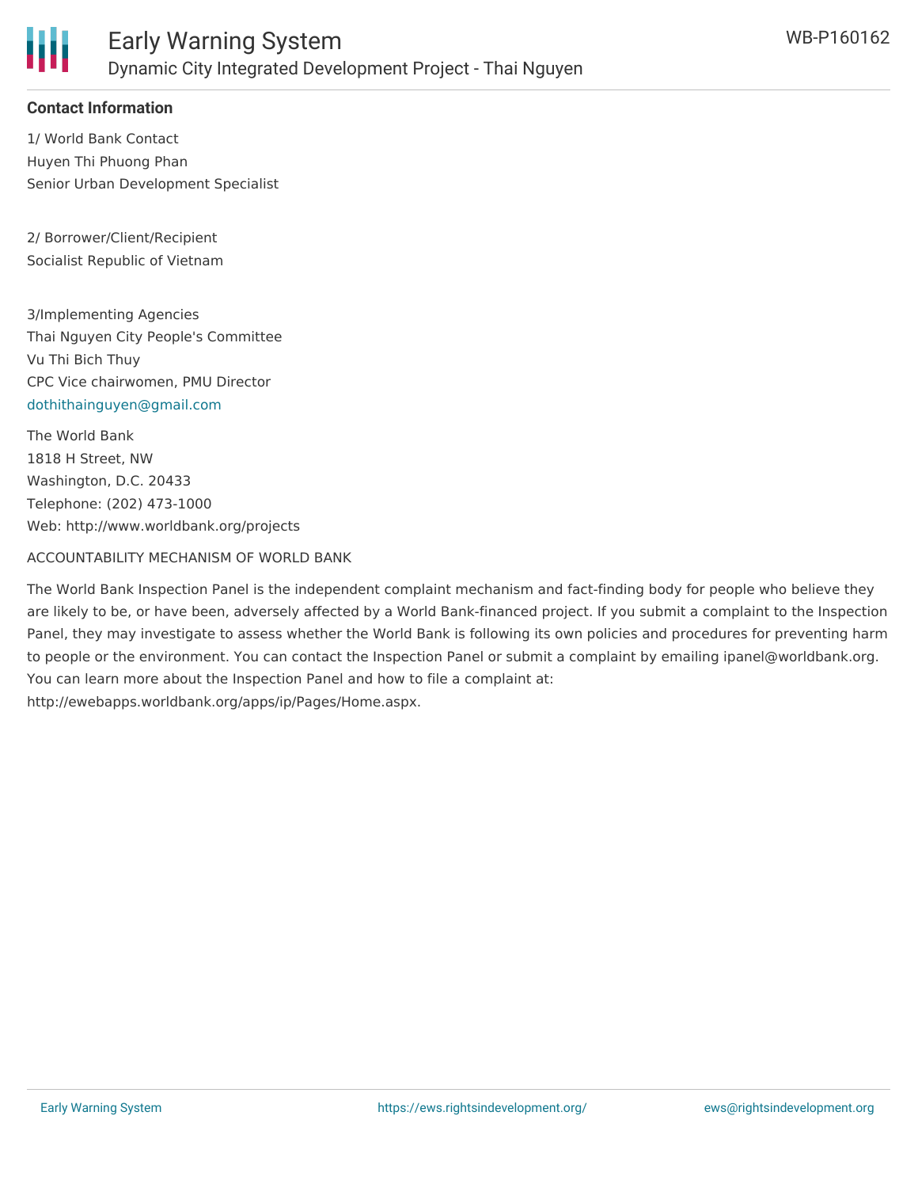**Contact Information**

1/ World Bank Contact
Huyen Thi Phuong Phan
Senior Urban Development Specialist

2/ Borrower/Client/Recipient
Socialist Republic of Vietnam

3/Implementing Agencies
Thai Nguyen City People's Committee
Vu Thi Bich Thuy
CPC Vice chairwomen, PMU Director
dothithainguyen@gmail.com

The World Bank
1818 H Street, NW
Washington, D.C. 20433
Telephone: (202) 473-1000
Web: http://www.worldbank.org/projects

ACCOUNTABILITY MECHANISM OF WORLD BANK

The World Bank Inspection Panel is the independent complaint mechanism and fact-finding body for people who believe they are likely to be, or have been, adversely affected by a World Bank-financed project. If you submit a complaint to the Inspection Panel, they may investigate to assess whether the World Bank is following its own policies and procedures for preventing harm to people or the environment. You can contact the Inspection Panel or submit a complaint by emailing ipanel@worldbank.org. You can learn more about the Inspection Panel and how to file a complaint at: http://ewebapps.worldbank.org/apps/ip/Pages/Home.aspx.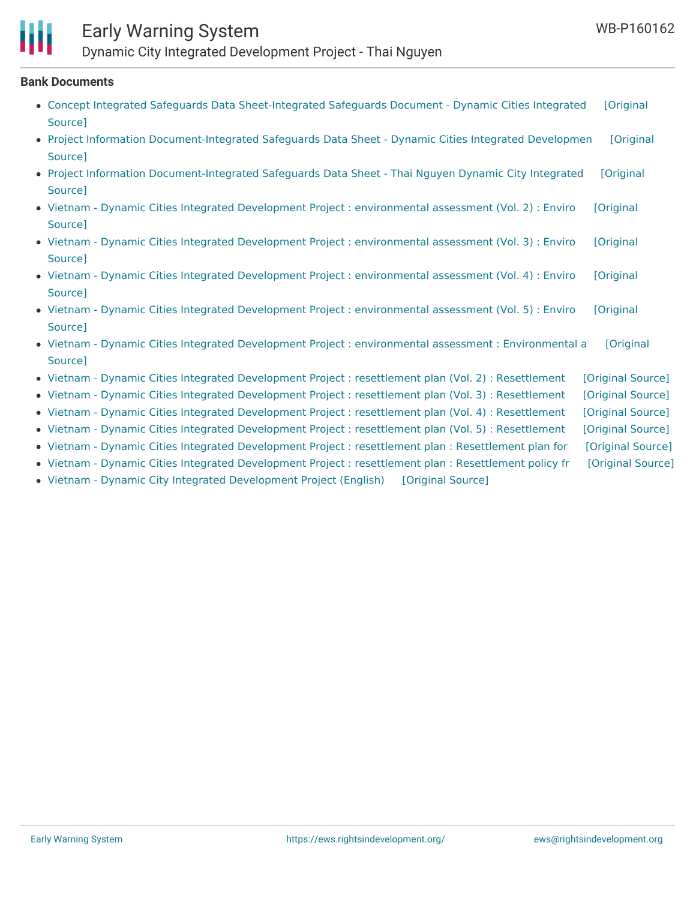## Bank Documents

- Concept Integrated Safeguards Data Sheet-Integrated Safeguards Document - Dynamic Cities Integrated [Original Source]
- Project Information Document-Integrated Safeguards Data Sheet - Dynamic Cities Integrated Developmen [Original Source]
- Project Information Document-Integrated Safeguards Data Sheet - Thai Nguyen Dynamic City Integrated [Original Source]
- Vietnam - Dynamic Cities Integrated Development Project : environmental assessment (Vol. 2) : Enviro [Original Source]
- Vietnam - Dynamic Cities Integrated Development Project : environmental assessment (Vol. 3) : Enviro [Original Source]
- Vietnam - Dynamic Cities Integrated Development Project : environmental assessment (Vol. 4) : Enviro [Original Source]
- Vietnam - Dynamic Cities Integrated Development Project : environmental assessment (Vol. 5) : Enviro [Original Source]
- Vietnam - Dynamic Cities Integrated Development Project : environmental assessment : Environmental a [Original Source]
- Vietnam - Dynamic Cities Integrated Development Project : resettlement plan (Vol. 2) : Resettlement [Original Source]
- Vietnam - Dynamic Cities Integrated Development Project : resettlement plan (Vol. 3) : Resettlement [Original Source]
- Vietnam - Dynamic Cities Integrated Development Project : resettlement plan (Vol. 4) : Resettlement [Original Source]
- Vietnam - Dynamic Cities Integrated Development Project : resettlement plan (Vol. 5) : Resettlement [Original Source]
- Vietnam - Dynamic Cities Integrated Development Project : resettlement plan : Resettlement plan for [Original Source]
- Vietnam - Dynamic Cities Integrated Development Project : resettlement plan : Resettlement policy fr [Original Source]
- Vietnam - Dynamic City Integrated Development Project (English) [Original Source]